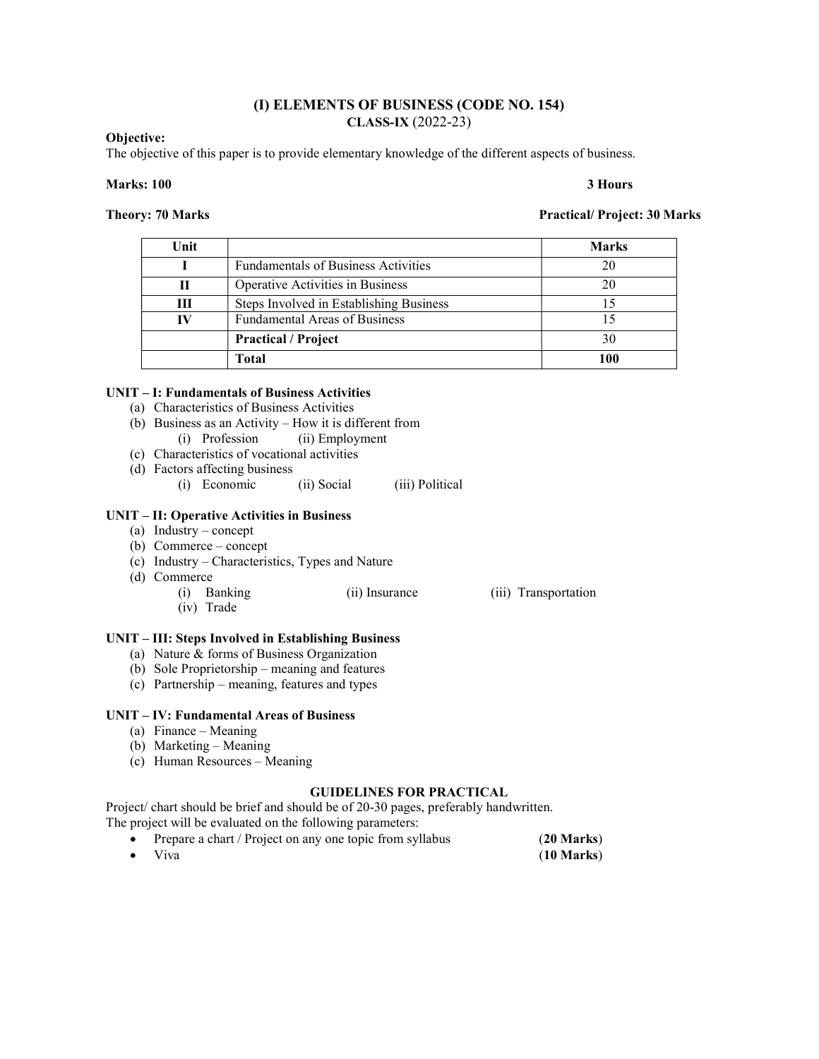# (I) ELEMENTS OF BUSINESS (CODE NO. 154)
## CLASS-IX (2022-23)

**Objective:**
The objective of this paper is to provide elementary knowledge of the different aspects of business.

**Marks: 100** **3 Hours**

**Theory: 70 Marks** **Practical/ Project: 30 Marks**

| Unit | | Marks |
|---|---|---|
| I | Fundamentals of Business Activities | 20 |
| II | Operative Activities in Business | 20 |
| III | Steps Involved in Establishing Business | 15 |
| IV | Fundamental Areas of Business | 15 |
| | **Practical / Project** | 30 |
| | **Total** | **100** |

**UNIT – I: Fundamentals of Business Activities**

- (a) Characteristics of Business Activities
- (b) Business as an Activity – How it is different from
  - (i) Profession (ii) Employment
- (c) Characteristics of vocational activities
- (d) Factors affecting business
  - (i) Economic (ii) Social (iii) Political

**UNIT – II: Operative Activities in Business**

- (a) Industry – concept
- (b) Commerce – concept
- (c) Industry – Characteristics, Types and Nature
- (d) Commerce
  - (i) Banking (ii) Insurance (iii) Transportation
  - (iv) Trade

**UNIT – III: Steps Involved in Establishing Business**

- (a) Nature & forms of Business Organization
- (b) Sole Proprietorship – meaning and features
- (c) Partnership – meaning, features and types

**UNIT – IV: Fundamental Areas of Business**

- (a) Finance – Meaning
- (b) Marketing – Meaning
- (c) Human Resources – Meaning

**GUIDELINES FOR PRACTICAL**

Project/ chart should be brief and should be of 20-30 pages, preferably handwritten.
The project will be evaluated on the following parameters:

- Prepare a chart / Project on any one topic from syllabus (**20 Marks**)
- Viva (**10 Marks**)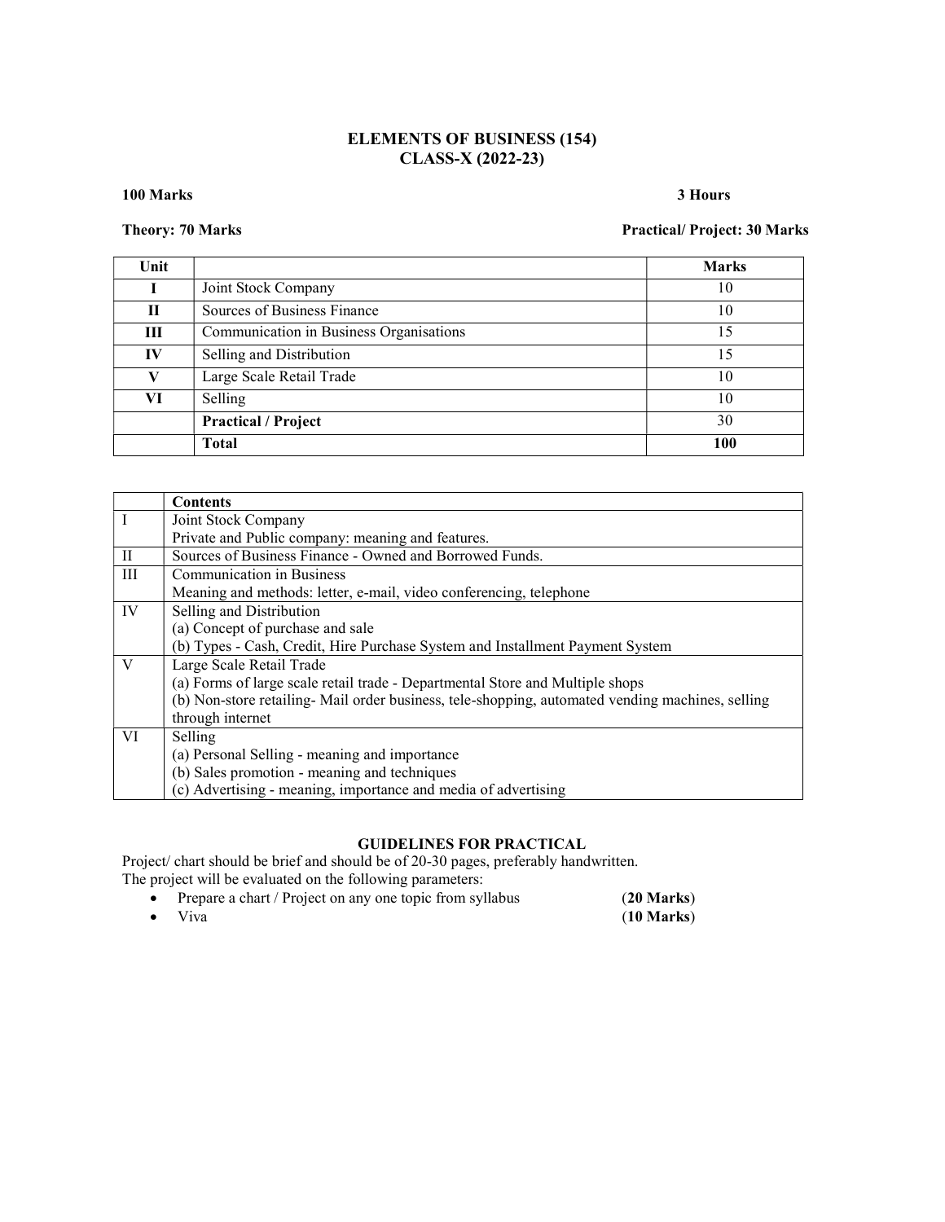# ELEMENTS OF BUSINESS (154)
## CLASS-X (2022-23)

**100 Marks** **3 Hours**

**Theory: 70 Marks** **Practical/ Project: 30 Marks**

| Unit | | Marks |
|---|---|---|
| **I** | Joint Stock Company | 10 |
| **II** | Sources of Business Finance | 10 |
| **III** | Communication in Business Organisations | 15 |
| **IV** | Selling and Distribution | 15 |
| **V** | Large Scale Retail Trade | 10 |
| **VI** | Selling | 10 |
| | **Practical / Project** | 30 |
| | **Total** | **100** |

| | **Contents** |
|---|---|
| I | Joint Stock Company<br>Private and Public company: meaning and features. |
| II | Sources of Business Finance - Owned and Borrowed Funds. |
| III | Communication in Business<br>Meaning and methods: letter, e-mail, video conferencing, telephone |
| IV | Selling and Distribution<br>(a) Concept of purchase and sale<br>(b) Types - Cash, Credit, Hire Purchase System and Installment Payment System |
| V | Large Scale Retail Trade<br>(a) Forms of large scale retail trade - Departmental Store and Multiple shops<br>(b) Non-store retailing- Mail order business, tele-shopping, automated vending machines, selling through internet |
| VI | Selling<br>(a) Personal Selling - meaning and importance<br>(b) Sales promotion - meaning and techniques<br>(c) Advertising - meaning, importance and media of advertising |

### GUIDELINES FOR PRACTICAL

Project/ chart should be brief and should be of 20-30 pages, preferably handwritten.
The project will be evaluated on the following parameters:

- Prepare a chart / Project on any one topic from syllabus (**20 Marks**)
- Viva (**10 Marks**)